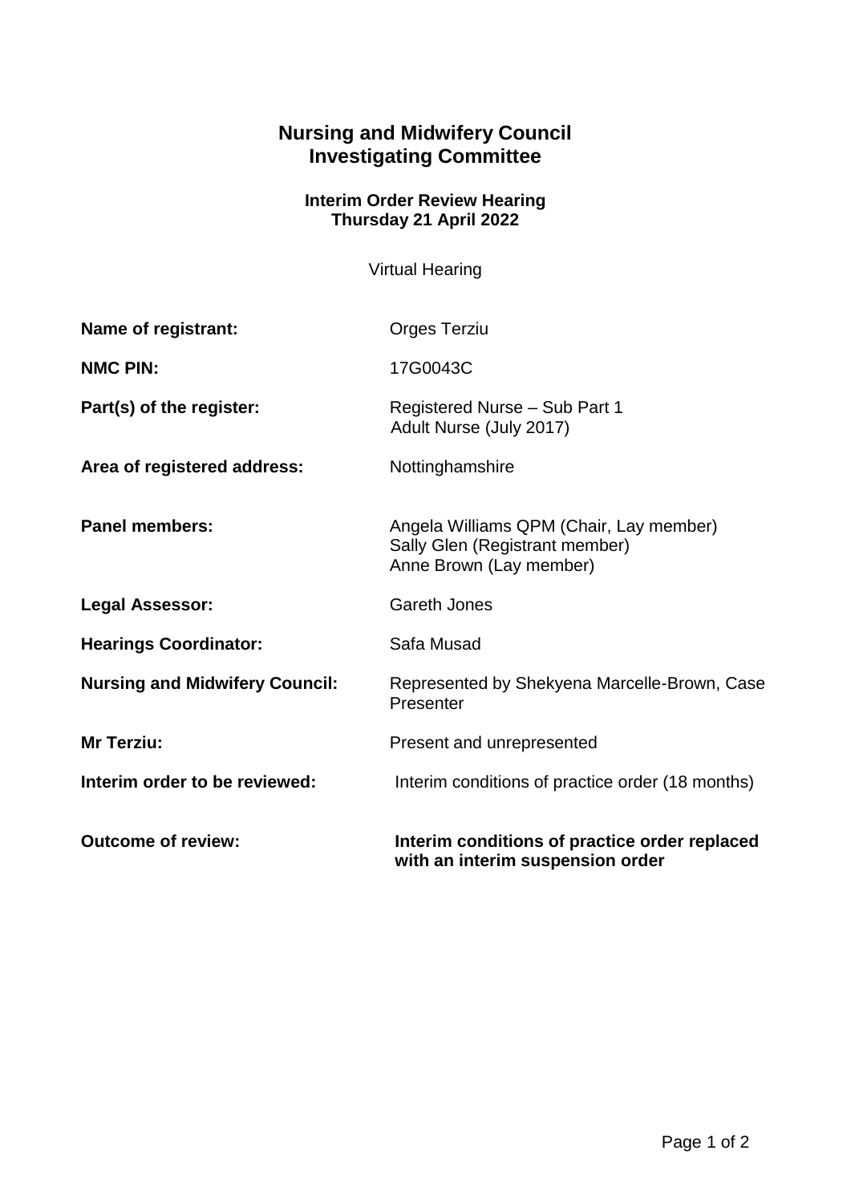# Nursing and Midwifery Council
# Investigating Committee

### Interim Order Review Hearing
### Thursday 21 April 2022

Virtual Hearing

| | |
|---|---|
| **Name of registrant:** | Orges Terziu |
| **NMC PIN:** | 17G0043C |
| **Part(s) of the register:** | Registered Nurse – Sub Part 1<br>Adult Nurse (July 2017) |
| **Area of registered address:** | Nottinghamshire |
| **Panel members:** | Angela Williams QPM (Chair, Lay member)<br>Sally Glen (Registrant member)<br>Anne Brown (Lay member) |
| **Legal Assessor:** | Gareth Jones |
| **Hearings Coordinator:** | Safa Musad |
| **Nursing and Midwifery Council:** | Represented by Shekyena Marcelle-Brown, Case Presenter |
| **Mr Terziu:** | Present and unrepresented |
| **Interim order to be reviewed:** | Interim conditions of practice order (18 months) |
| **Outcome of review:** | **Interim conditions of practice order replaced with an interim suspension order** |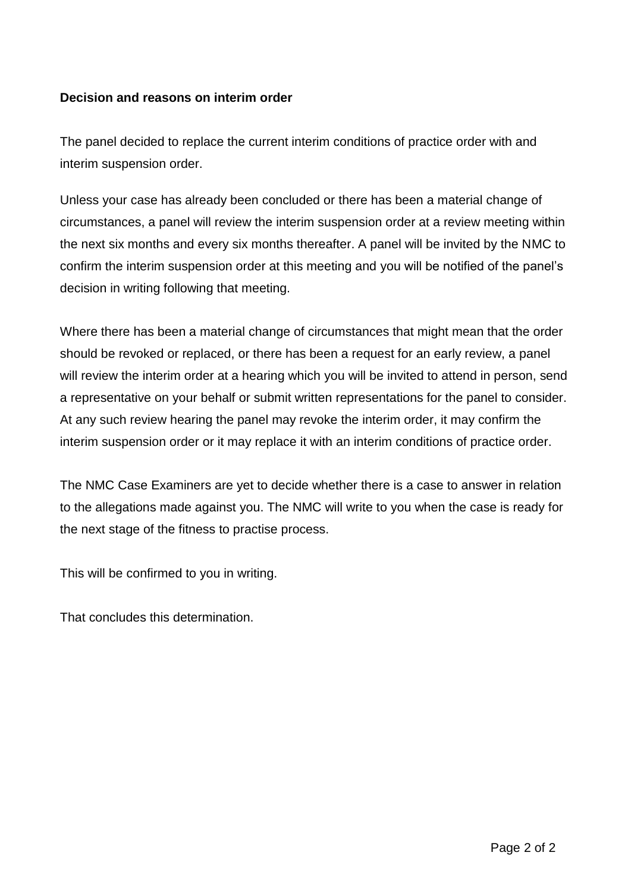**Decision and reasons on interim order**

The panel decided to replace the current interim conditions of practice order with and interim suspension order.

Unless your case has already been concluded or there has been a material change of circumstances, a panel will review the interim suspension order at a review meeting within the next six months and every six months thereafter. A panel will be invited by the NMC to confirm the interim suspension order at this meeting and you will be notified of the panel's decision in writing following that meeting.

Where there has been a material change of circumstances that might mean that the order should be revoked or replaced, or there has been a request for an early review, a panel will review the interim order at a hearing which you will be invited to attend in person, send a representative on your behalf or submit written representations for the panel to consider. At any such review hearing the panel may revoke the interim order, it may confirm the interim suspension order or it may replace it with an interim conditions of practice order.

The NMC Case Examiners are yet to decide whether there is a case to answer in relation to the allegations made against you. The NMC will write to you when the case is ready for the next stage of the fitness to practise process.

This will be confirmed to you in writing.

That concludes this determination.